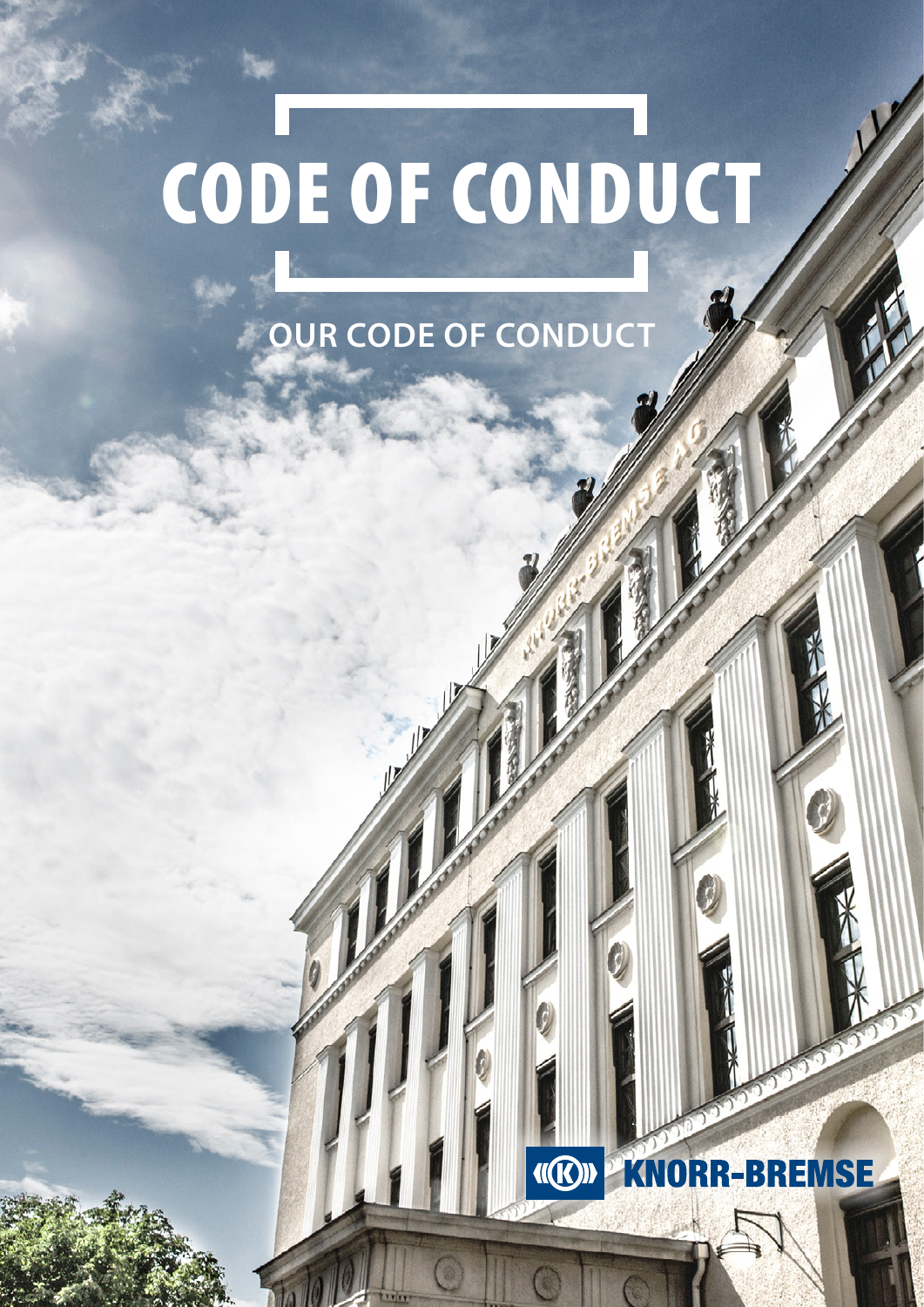# CODE OF CONDUCT

## OUR CODE OF CONDUCT

KNORR-BREMSE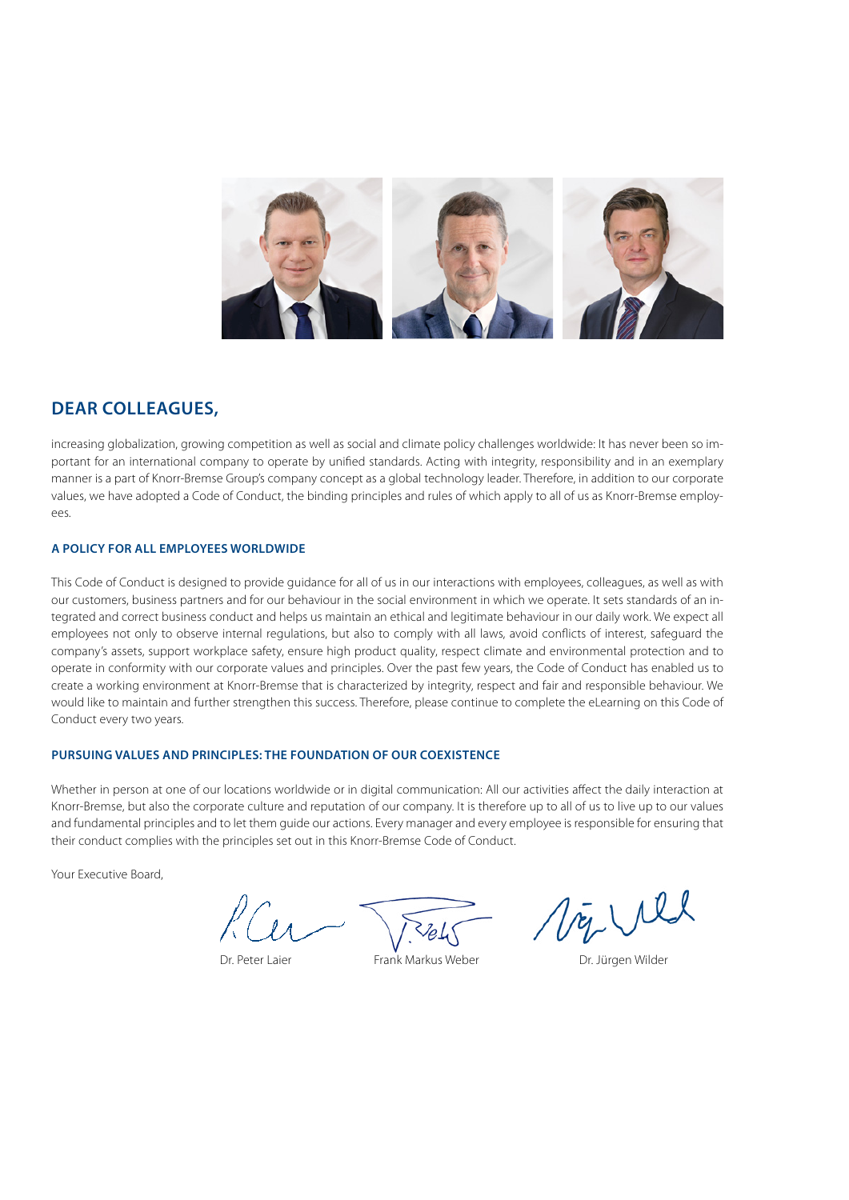## DEAR COLLEAGUES,

increasing globalization, growing competition as well as social and climate policy challenges worldwide: It has never been so important for an international company to operate by unified standards. Acting with integrity, responsibility and in an exemplary manner is a part of Knorr-Bremse Group's company concept as a global technology leader. Therefore, in addition to our corporate values, we have adopted a Code of Conduct, the binding principles and rules of which apply to all of us as Knorr-Bremse employees.

### A POLICY FOR ALL EMPLOYEES WORLDWIDE

This Code of Conduct is designed to provide guidance for all of us in our interactions with employees, colleagues, as well as with our customers, business partners and for our behaviour in the social environment in which we operate. It sets standards of an integrated and correct business conduct and helps us maintain an ethical and legitimate behaviour in our daily work. We expect all employees not only to observe internal regulations, but also to comply with all laws, avoid conflicts of interest, safeguard the company's assets, support workplace safety, ensure high product quality, respect climate and environmental protection and to operate in conformity with our corporate values and principles. Over the past few years, the Code of Conduct has enabled us to create a working environment at Knorr-Bremse that is characterized by integrity, respect and fair and responsible behaviour. We would like to maintain and further strengthen this success. Therefore, please continue to complete the eLearning on this Code of Conduct every two years.

### PURSUING VALUES AND PRINCIPLES: THE FOUNDATION OF OUR COEXISTENCE

Whether in person at one of our locations worldwide or in digital communication: All our activities affect the daily interaction at Knorr-Bremse, but also the corporate culture and reputation of our company. It is therefore up to all of us to live up to our values and fundamental principles and to let them guide our actions. Every manager and every employee is responsible for ensuring that their conduct complies with the principles set out in this Knorr-Bremse Code of Conduct.

Your Executive Board,

Dr. Peter Laier | Frank Markus Weber | Dr. Jürgen Wilder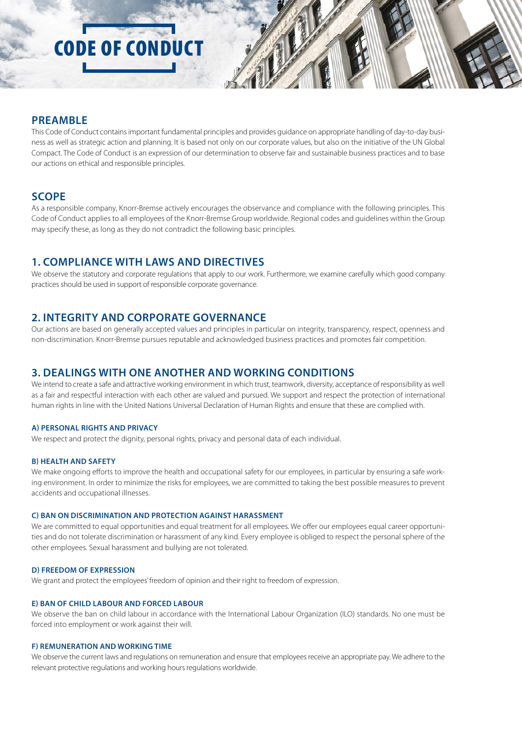# CODE OF CONDUCT

## PREAMBLE

This Code of Conduct contains important fundamental principles and provides guidance on appropriate handling of day-to-day business as well as strategic action and planning. It is based not only on our corporate values, but also on the initiative of the UN Global Compact. The Code of Conduct is an expression of our determination to observe fair and sustainable business practices and to base our actions on ethical and responsible principles.

## SCOPE

As a responsible company, Knorr-Bremse actively encourages the observance and compliance with the following principles. This Code of Conduct applies to all employees of the Knorr-Bremse Group worldwide. Regional codes and guidelines within the Group may specify these, as long as they do not contradict the following basic principles.

## 1. COMPLIANCE WITH LAWS AND DIRECTIVES

We observe the statutory and corporate regulations that apply to our work. Furthermore, we examine carefully which good company practices should be used in support of responsible corporate governance.

## 2. INTEGRITY AND CORPORATE GOVERNANCE

Our actions are based on generally accepted values and principles in particular on integrity, transparency, respect, openness and non-discrimination. Knorr-Bremse pursues reputable and acknowledged business practices and promotes fair competition.

## 3. DEALINGS WITH ONE ANOTHER AND WORKING CONDITIONS

We intend to create a safe and attractive working environment in which trust, teamwork, diversity, acceptance of responsibility as well as a fair and respectful interaction with each other are valued and pursued. We support and respect the protection of international human rights in line with the United Nations Universal Declaration of Human Rights and ensure that these are complied with.

### A) PERSONAL RIGHTS AND PRIVACY

We respect and protect the dignity, personal rights, privacy and personal data of each individual.

### B) HEALTH AND SAFETY

We make ongoing efforts to improve the health and occupational safety for our employees, in particular by ensuring a safe working environment. In order to minimize the risks for employees, we are committed to taking the best possible measures to prevent accidents and occupational illnesses.

### C) BAN ON DISCRIMINATION AND PROTECTION AGAINST HARASSMENT

We are committed to equal opportunities and equal treatment for all employees. We offer our employees equal career opportunities and do not tolerate discrimination or harassment of any kind. Every employee is obliged to respect the personal sphere of the other employees. Sexual harassment and bullying are not tolerated.

### D) FREEDOM OF EXPRESSION

We grant and protect the employees' freedom of opinion and their right to freedom of expression.

### E) BAN OF CHILD LABOUR AND FORCED LABOUR

We observe the ban on child labour in accordance with the International Labour Organization (ILO) standards. No one must be forced into employment or work against their will.

### F) REMUNERATION AND WORKING TIME

We observe the current laws and regulations on remuneration and ensure that employees receive an appropriate pay. We adhere to the relevant protective regulations and working hours regulations worldwide.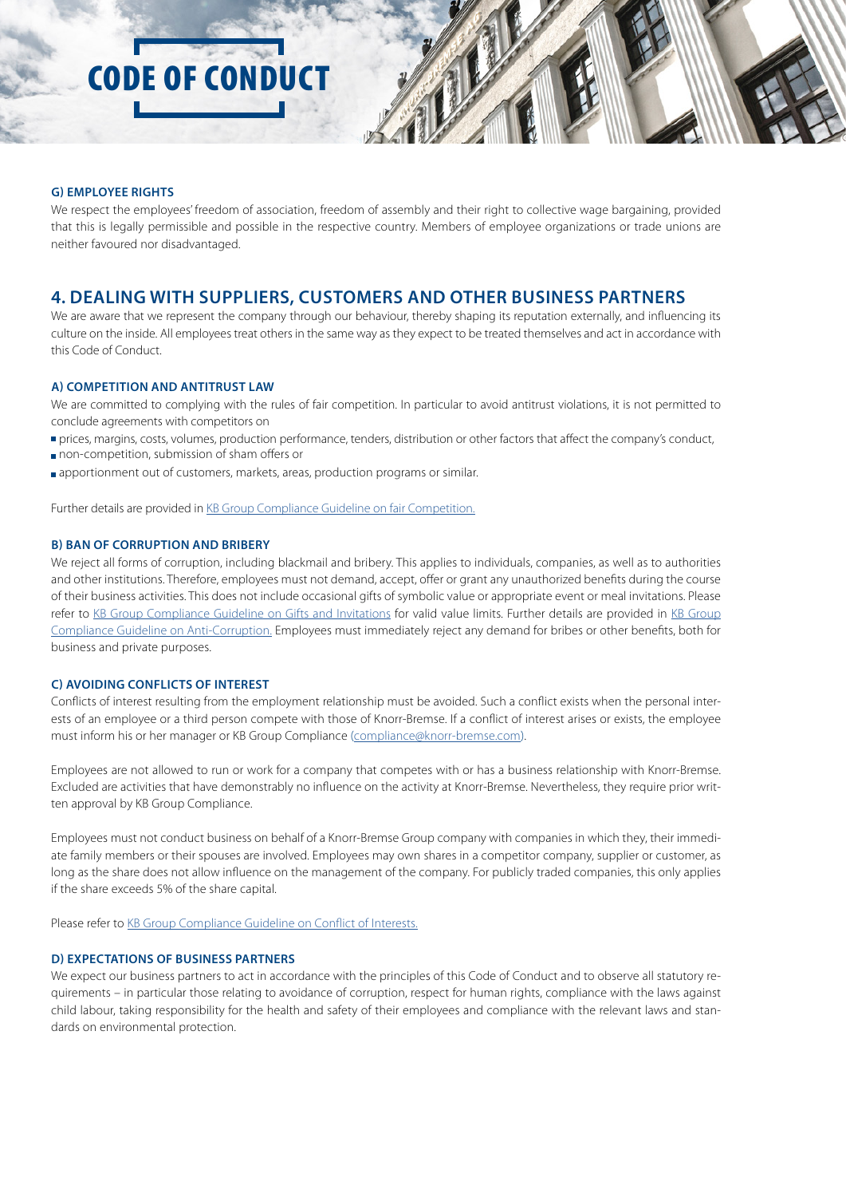#### G) EMPLOYEE RIGHTS

We respect the employees' freedom of association, freedom of assembly and their right to collective wage bargaining, provided that this is legally permissible and possible in the respective country. Members of employee organizations or trade unions are neither favoured nor disadvantaged.

## 4. DEALING WITH SUPPLIERS, CUSTOMERS AND OTHER BUSINESS PARTNERS

We are aware that we represent the company through our behaviour, thereby shaping its reputation externally, and influencing its culture on the inside. All employees treat others in the same way as they expect to be treated themselves and act in accordance with this Code of Conduct.

#### A) COMPETITION AND ANTITRUST LAW

We are committed to complying with the rules of fair competition. In particular to avoid antitrust violations, it is not permitted to conclude agreements with competitors on

- prices, margins, costs, volumes, production performance, tenders, distribution or other factors that affect the company's conduct,
- non-competition, submission of sham offers or
- apportionment out of customers, markets, areas, production programs or similar.

Further details are provided in KB Group Compliance Guideline on fair Competition.

#### B) BAN OF CORRUPTION AND BRIBERY

We reject all forms of corruption, including blackmail and bribery. This applies to individuals, companies, as well as to authorities and other institutions. Therefore, employees must not demand, accept, offer or grant any unauthorized benefits during the course of their business activities. This does not include occasional gifts of symbolic value or appropriate event or meal invitations. Please refer to KB Group Compliance Guideline on Gifts and Invitations for valid value limits. Further details are provided in KB Group Compliance Guideline on Anti-Corruption. Employees must immediately reject any demand for bribes or other benefits, both for business and private purposes.

#### C) AVOIDING CONFLICTS OF INTEREST

Conflicts of interest resulting from the employment relationship must be avoided. Such a conflict exists when the personal interests of an employee or a third person compete with those of Knorr-Bremse. If a conflict of interest arises or exists, the employee must inform his or her manager or KB Group Compliance (compliance@knorr-bremse.com).

Employees are not allowed to run or work for a company that competes with or has a business relationship with Knorr-Bremse. Excluded are activities that have demonstrably no influence on the activity at Knorr-Bremse. Nevertheless, they require prior written approval by KB Group Compliance.

Employees must not conduct business on behalf of a Knorr-Bremse Group company with companies in which they, their immediate family members or their spouses are involved. Employees may own shares in a competitor company, supplier or customer, as long as the share does not allow influence on the management of the company. For publicly traded companies, this only applies if the share exceeds 5% of the share capital.

Please refer to KB Group Compliance Guideline on Conflict of Interests.

#### D) EXPECTATIONS OF BUSINESS PARTNERS

We expect our business partners to act in accordance with the principles of this Code of Conduct and to observe all statutory requirements – in particular those relating to avoidance of corruption, respect for human rights, compliance with the laws against child labour, taking responsibility for the health and safety of their employees and compliance with the relevant laws and standards on environmental protection.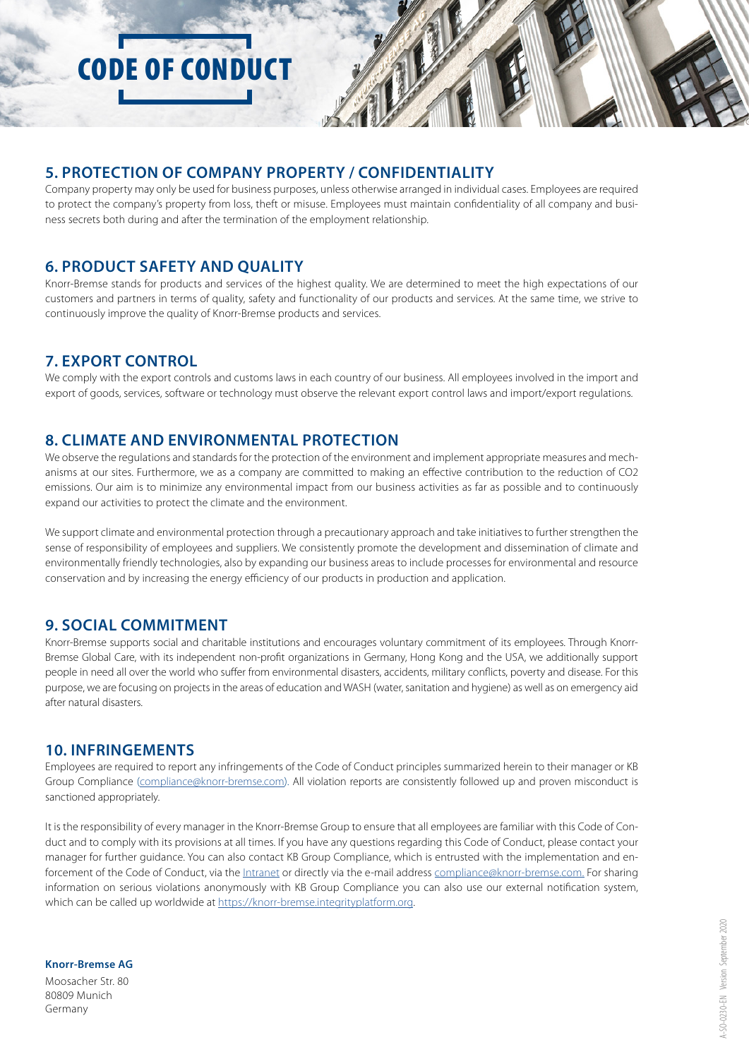# CODE OF CONDUCT

## 5. PROTECTION OF COMPANY PROPERTY / CONFIDENTIALITY

Company property may only be used for business purposes, unless otherwise arranged in individual cases. Employees are required to protect the company's property from loss, theft or misuse. Employees must maintain confidentiality of all company and business secrets both during and after the termination of the employment relationship.

## 6. PRODUCT SAFETY AND QUALITY

Knorr-Bremse stands for products and services of the highest quality. We are determined to meet the high expectations of our customers and partners in terms of quality, safety and functionality of our products and services. At the same time, we strive to continuously improve the quality of Knorr-Bremse products and services.

## 7. EXPORT CONTROL

We comply with the export controls and customs laws in each country of our business. All employees involved in the import and export of goods, services, software or technology must observe the relevant export control laws and import/export regulations.

## 8. CLIMATE AND ENVIRONMENTAL PROTECTION

We observe the regulations and standards for the protection of the environment and implement appropriate measures and mechanisms at our sites. Furthermore, we as a company are committed to making an effective contribution to the reduction of $CO_2$ emissions. Our aim is to minimize any environmental impact from our business activities as far as possible and to continuously expand our activities to protect the climate and the environment.

We support climate and environmental protection through a precautionary approach and take initiatives to further strengthen the sense of responsibility of employees and suppliers. We consistently promote the development and dissemination of climate and environmentally friendly technologies, also by expanding our business areas to include processes for environmental and resource conservation and by increasing the energy efficiency of our products in production and application.

## 9. SOCIAL COMMITMENT

Knorr-Bremse supports social and charitable institutions and encourages voluntary commitment of its employees. Through Knorr-Bremse Global Care, with its independent non-profit organizations in Germany, Hong Kong and the USA, we additionally support people in need all over the world who suffer from environmental disasters, accidents, military conflicts, poverty and disease. For this purpose, we are focusing on projects in the areas of education and WASH (water, sanitation and hygiene) as well as on emergency aid after natural disasters.

## 10. INFRINGEMENTS

Employees are required to report any infringements of the Code of Conduct principles summarized herein to their manager or KB Group Compliance (compliance@knorr-bremse.com). All violation reports are consistently followed up and proven misconduct is sanctioned appropriately.

It is the responsibility of every manager in the Knorr-Bremse Group to ensure that all employees are familiar with this Code of Conduct and to comply with its provisions at all times. If you have any questions regarding this Code of Conduct, please contact your manager for further guidance. You can also contact KB Group Compliance, which is entrusted with the implementation and enforcement of the Code of Conduct, via the Intranet or directly via the e-mail address compliance@knorr-bremse.com. For sharing information on serious violations anonymously with KB Group Compliance you can also use our external notification system, which can be called up worldwide at https://knorr-bremse.integrityplatform.org.

**Knorr-Bremse AG**

Moosacher Str. 80
80809 Munich
Germany

A-50-0230-EN Version September 2020